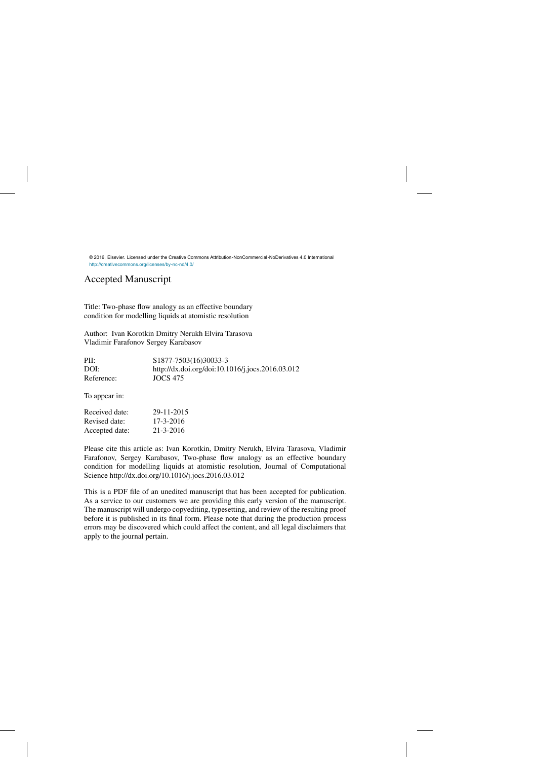© 2016, Elsevier. Licensed under the Creative Commons Attribution-NonCommercial-NoDerivatives 4.0 International
http://creativecommons.org/licenses/by-nc-nd/4.0/

# Accepted Manuscript

Title: Two-phase flow analogy as an effective boundary condition for modelling liquids at atomistic resolution

Author: Ivan Korotkin Dmitry Nerukh Elvira Tarasova Vladimir Farafonov Sergey Karabasov

| | |
|---|---|
| PII: | S1877-7503(16)30033-3 |
| DOI: | http://dx.doi.org/doi:10.1016/j.jocs.2016.03.012 |
| Reference: | JOCS 475 |

To appear in:

| | |
|---|---|
| Received date: | 29-11-2015 |
| Revised date: | 17-3-2016 |
| Accepted date: | 21-3-2016 |

Please cite this article as: Ivan Korotkin, Dmitry Nerukh, Elvira Tarasova, Vladimir Farafonov, Sergey Karabasov, Two-phase flow analogy as an effective boundary condition for modelling liquids at atomistic resolution, Journal of Computational Science http://dx.doi.org/10.1016/j.jocs.2016.03.012

This is a PDF file of an unedited manuscript that has been accepted for publication. As a service to our customers we are providing this early version of the manuscript. The manuscript will undergo copyediting, typesetting, and review of the resulting proof before it is published in its final form. Please note that during the production process errors may be discovered which could affect the content, and all legal disclaimers that apply to the journal pertain.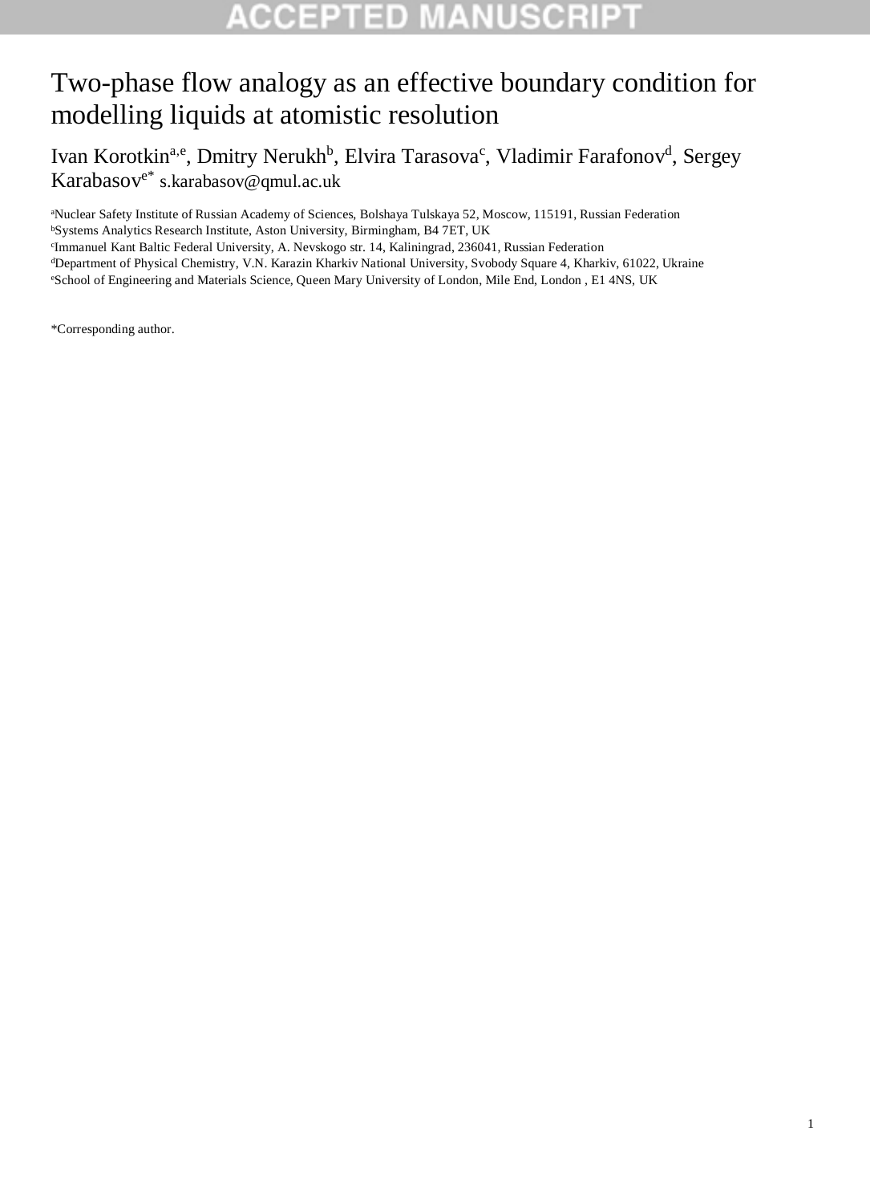# Two-phase flow analogy as an effective boundary condition for modelling liquids at atomistic resolution

Ivan Korotkin[a,e], Dmitry Nerukh[b], Elvira Tarasova[c], Vladimir Farafonov[d], Sergey Karabasov[e*] s.karabasov@qmul.ac.uk

[a]Nuclear Safety Institute of Russian Academy of Sciences, Bolshaya Tulskaya 52, Moscow, 115191, Russian Federation
[b]Systems Analytics Research Institute, Aston University, Birmingham, B4 7ET, UK
[c]Immanuel Kant Baltic Federal University, A. Nevskogo str. 14, Kaliningrad, 236041, Russian Federation
[d]Department of Physical Chemistry, V.N. Karazin Kharkiv National University, Svobody Square 4, Kharkiv, 61022, Ukraine
[e]School of Engineering and Materials Science, Queen Mary University of London, Mile End, London , E1 4NS, UK

*Corresponding author.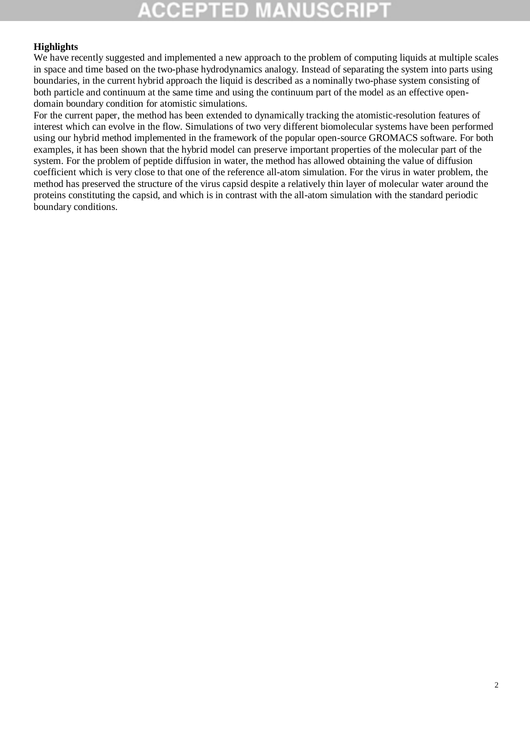**Highlights**

We have recently suggested and implemented a new approach to the problem of computing liquids at multiple scales in space and time based on the two-phase hydrodynamics analogy. Instead of separating the system into parts using boundaries, in the current hybrid approach the liquid is described as a nominally two-phase system consisting of both particle and continuum at the same time and using the continuum part of the model as an effective open-domain boundary condition for atomistic simulations.

For the current paper, the method has been extended to dynamically tracking the atomistic-resolution features of interest which can evolve in the flow. Simulations of two very different biomolecular systems have been performed using our hybrid method implemented in the framework of the popular open-source GROMACS software. For both examples, it has been shown that the hybrid model can preserve important properties of the molecular part of the system. For the problem of peptide diffusion in water, the method has allowed obtaining the value of diffusion coefficient which is very close to that one of the reference all-atom simulation. For the virus in water problem, the method has preserved the structure of the virus capsid despite a relatively thin layer of molecular water around the proteins constituting the capsid, and which is in contrast with the all-atom simulation with the standard periodic boundary conditions.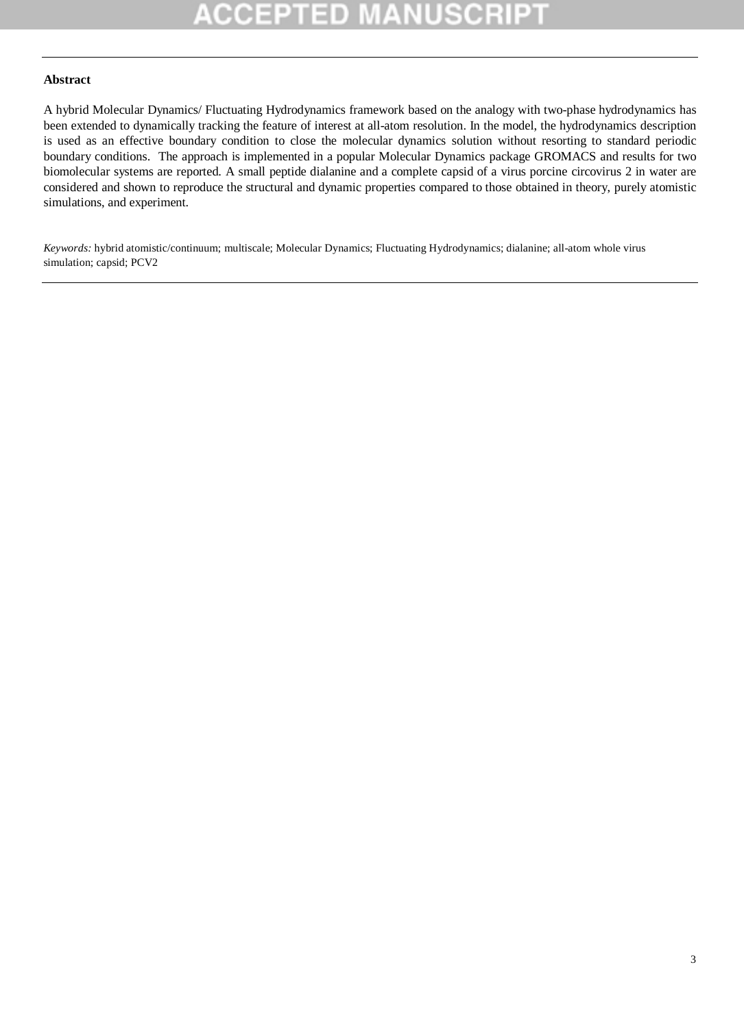**Abstract**

A hybrid Molecular Dynamics/ Fluctuating Hydrodynamics framework based on the analogy with two-phase hydrodynamics has been extended to dynamically tracking the feature of interest at all-atom resolution. In the model, the hydrodynamics description is used as an effective boundary condition to close the molecular dynamics solution without resorting to standard periodic boundary conditions. The approach is implemented in a popular Molecular Dynamics package GROMACS and results for two biomolecular systems are reported. A small peptide dialanine and a complete capsid of a virus porcine circovirus 2 in water are considered and shown to reproduce the structural and dynamic properties compared to those obtained in theory, purely atomistic simulations, and experiment.

*Keywords:* hybrid atomistic/continuum; multiscale; Molecular Dynamics; Fluctuating Hydrodynamics; dialanine; all-atom whole virus simulation; capsid; PCV2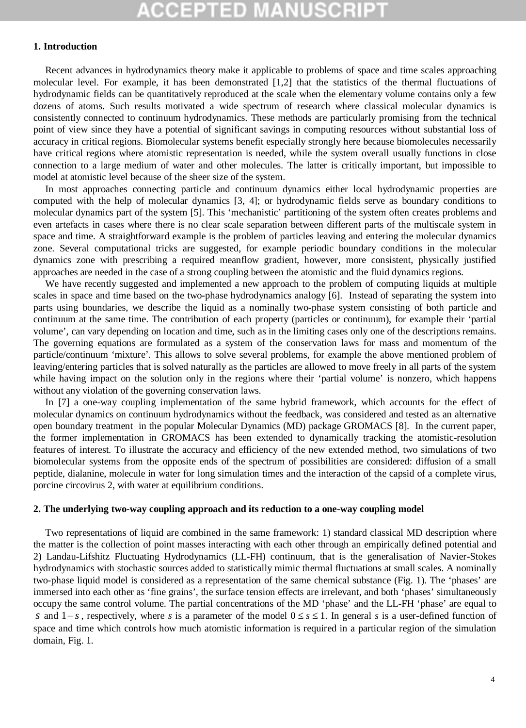## 1. Introduction

Recent advances in hydrodynamics theory make it applicable to problems of space and time scales approaching molecular level. For example, it has been demonstrated [1,2] that the statistics of the thermal fluctuations of hydrodynamic fields can be quantitatively reproduced at the scale when the elementary volume contains only a few dozens of atoms. Such results motivated a wide spectrum of research where classical molecular dynamics is consistently connected to continuum hydrodynamics. These methods are particularly promising from the technical point of view since they have a potential of significant savings in computing resources without substantial loss of accuracy in critical regions. Biomolecular systems benefit especially strongly here because biomolecules necessarily have critical regions where atomistic representation is needed, while the system overall usually functions in close connection to a large medium of water and other molecules. The latter is critically important, but impossible to model at atomistic level because of the sheer size of the system.

In most approaches connecting particle and continuum dynamics either local hydrodynamic properties are computed with the help of molecular dynamics [3, 4]; or hydrodynamic fields serve as boundary conditions to molecular dynamics part of the system [5]. This 'mechanistic' partitioning of the system often creates problems and even artefacts in cases where there is no clear scale separation between different parts of the multiscale system in space and time. A straightforward example is the problem of particles leaving and entering the molecular dynamics zone. Several computational tricks are suggested, for example periodic boundary conditions in the molecular dynamics zone with prescribing a required meanflow gradient, however, more consistent, physically justified approaches are needed in the case of a strong coupling between the atomistic and the fluid dynamics regions.

We have recently suggested and implemented a new approach to the problem of computing liquids at multiple scales in space and time based on the two-phase hydrodynamics analogy [6]. Instead of separating the system into parts using boundaries, we describe the liquid as a nominally two-phase system consisting of both particle and continuum at the same time. The contribution of each property (particles or continuum), for example their 'partial volume', can vary depending on location and time, such as in the limiting cases only one of the descriptions remains. The governing equations are formulated as a system of the conservation laws for mass and momentum of the particle/continuum 'mixture'. This allows to solve several problems, for example the above mentioned problem of leaving/entering particles that is solved naturally as the particles are allowed to move freely in all parts of the system while having impact on the solution only in the regions where their 'partial volume' is nonzero, which happens without any violation of the governing conservation laws.

In [7] a one-way coupling implementation of the same hybrid framework, which accounts for the effect of molecular dynamics on continuum hydrodynamics without the feedback, was considered and tested as an alternative open boundary treatment in the popular Molecular Dynamics (MD) package GROMACS [8]. In the current paper, the former implementation in GROMACS has been extended to dynamically tracking the atomistic-resolution features of interest. To illustrate the accuracy and efficiency of the new extended method, two simulations of two biomolecular systems from the opposite ends of the spectrum of possibilities are considered: diffusion of a small peptide, dialanine, molecule in water for long simulation times and the interaction of the capsid of a complete virus, porcine circovirus 2, with water at equilibrium conditions.

## 2. The underlying two-way coupling approach and its reduction to a one-way coupling model

Two representations of liquid are combined in the same framework: 1) standard classical MD description where the matter is the collection of point masses interacting with each other through an empirically defined potential and 2) Landau-Lifshitz Fluctuating Hydrodynamics (LL-FH) continuum, that is the generalisation of Navier-Stokes hydrodynamics with stochastic sources added to statistically mimic thermal fluctuations at small scales. A nominally two-phase liquid model is considered as a representation of the same chemical substance (Fig. 1). The 'phases' are immersed into each other as 'fine grains', the surface tension effects are irrelevant, and both 'phases' simultaneously occupy the same control volume. The partial concentrations of the MD 'phase' and the LL-FH 'phase' are equal to $s$ and $1-s$, respectively, where $s$ is a parameter of the model $0 \le s \le 1$. In general $s$ is a user-defined function of space and time which controls how much atomistic information is required in a particular region of the simulation domain, Fig. 1.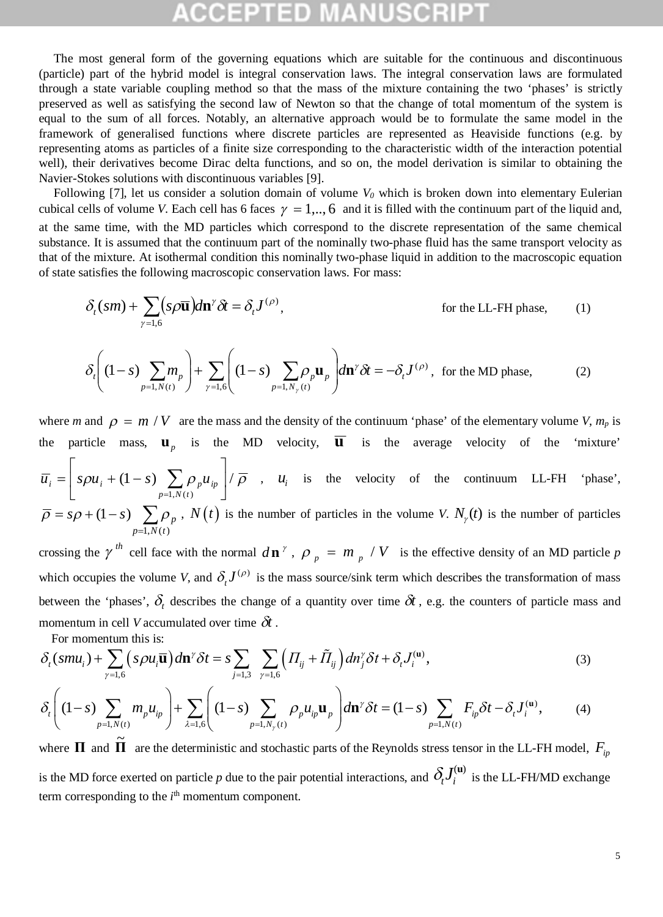The most general form of the governing equations which are suitable for the continuous and discontinuous (particle) part of the hybrid model is integral conservation laws. The integral conservation laws are formulated through a state variable coupling method so that the mass of the mixture containing the two 'phases' is strictly preserved as well as satisfying the second law of Newton so that the change of total momentum of the system is equal to the sum of all forces. Notably, an alternative approach would be to formulate the same model in the framework of generalised functions where discrete particles are represented as Heaviside functions (e.g. by representing atoms as particles of a finite size corresponding to the characteristic width of the interaction potential well), their derivatives become Dirac delta functions, and so on, the model derivation is similar to obtaining the Navier-Stokes solutions with discontinuous variables [9].

Following [7], let us consider a solution domain of volume $V_0$ which is broken down into elementary Eulerian cubical cells of volume $V$. Each cell has 6 faces $\gamma = 1,..,6$ and it is filled with the continuum part of the liquid and, at the same time, with the MD particles which correspond to the discrete representation of the same chemical substance. It is assumed that the continuum part of the nominally two-phase fluid has the same transport velocity as that of the mixture. At isothermal condition this nominally two-phase liquid in addition to the macroscopic equation of state satisfies the following macroscopic conservation laws. For mass:

$$\delta_t(sm) + \sum_{\gamma=1,6} (s\rho\bar{\mathbf{u}}) d\mathbf{n}^\gamma \delta t = \delta_t J^{(\rho)}, \qquad \text{for the LL-FH phase,} \qquad (1)$$

$$\delta_t\left( (1-s) \sum_{p=1,N(t)} m_p \right) + \sum_{\gamma=1,6} \left( (1-s) \sum_{p=1,N_\gamma(t)} \rho_p \mathbf{u}_p \right) d\mathbf{n}^\gamma \delta t = -\delta_t J^{(\rho)}, \quad \text{for the MD phase,} \qquad (2)$$

where $m$ and $\rho = m / V$ are the mass and the density of the continuum 'phase' of the elementary volume $V$, $m_p$ is the particle mass, $\mathbf{u}_p$ is the MD velocity, $\bar{\mathbf{u}}$ is the average velocity of the 'mixture' $\bar{u}_i = \left[ s\rho u_i + (1-s) \sum_{p=1,N(t)} \rho_p u_{ip} \right] / \bar{\rho}$, $u_i$ is the velocity of the continuum LL-FH 'phase', $\bar{\rho} = s\rho + (1-s) \sum_{p=1,N(t)} \rho_p$, $N(t)$ is the number of particles in the volume $V$. $N_\gamma(t)$ is the number of particles crossing the $\gamma^{th}$ cell face with the normal $d\mathbf{n}^\gamma$, $\rho_p = m_p / V$ is the effective density of an MD particle $p$ which occupies the volume $V$, and $\delta_t J^{(\rho)}$ is the mass source/sink term which describes the transformation of mass between the 'phases', $\delta_t$ describes the change of a quantity over time $\delta t$, e.g. the counters of particle mass and momentum in cell $V$ accumulated over time $\delta t$.

For momentum this is:

$$\delta_t(smu_i) + \sum_{\gamma=1,6} (s\rho u_i \bar{\mathbf{u}}) d\mathbf{n}^\gamma \delta t = s \sum_{j=1,3} \sum_{\gamma=1,6} \left( \Pi_{ij} + \tilde{\Pi}_{ij} \right) dn_j^\gamma \delta t + \delta_t J_i^{(\mathbf{u})}, \qquad (3)$$

$$\delta_t\left( (1-s) \sum_{p=1,N(t)} m_p u_{ip} \right) + \sum_{\lambda=1,6} \left( (1-s) \sum_{p=1,N_\gamma(t)} \rho_p u_{ip} \mathbf{u}_p \right) d\mathbf{n}^\gamma \delta t = (1-s) \sum_{p=1,N(t)} F_{ip} \delta t - \delta_t J_i^{(\mathbf{u})}, \qquad (4)$$

where $\mathbf{\Pi}$ and $\tilde{\mathbf{\Pi}}$ are the deterministic and stochastic parts of the Reynolds stress tensor in the LL-FH model, $F_{ip}$ is the MD force exerted on particle $p$ due to the pair potential interactions, and $\delta_t J_i^{(\mathbf{u})}$ is the LL-FH/MD exchange term corresponding to the $i^{\text{th}}$ momentum component.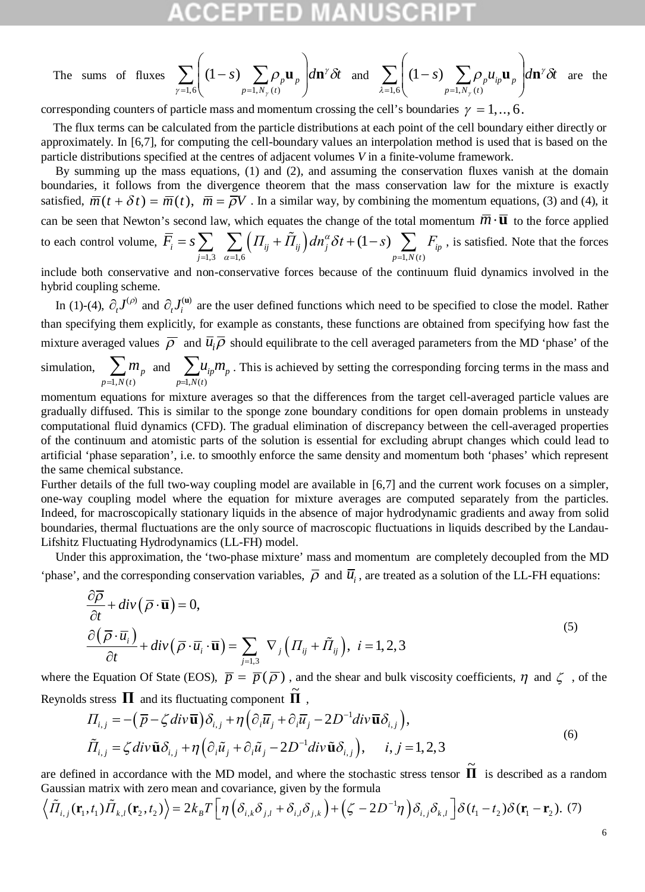The sums of fluxes $\sum_{\gamma=1,6}\left((1-s)\sum_{p=1,N_\gamma(t)}\rho_p \mathbf{u}_p\right)d\mathbf{n}^\gamma \delta t$ and $\sum_{\lambda=1,6}\left((1-s)\sum_{p=1,N_\gamma(t)}\rho_p u_{ip}\mathbf{u}_p\right)d\mathbf{n}^\gamma \delta t$ are the corresponding counters of particle mass and momentum crossing the cell's boundaries $\gamma = 1,..,6$.

The flux terms can be calculated from the particle distributions at each point of the cell boundary either directly or approximately. In [6,7], for computing the cell-boundary values an interpolation method is used that is based on the particle distributions specified at the centres of adjacent volumes $V$ in a finite-volume framework.

By summing up the mass equations, (1) and (2), and assuming the conservation fluxes vanish at the domain boundaries, it follows from the divergence theorem that the mass conservation law for the mixture is exactly satisfied, $\overline{m}(t+\delta t)=\overline{m}(t),\ \overline{m}=\overline{\rho}V$. In a similar way, by combining the momentum equations, (3) and (4), it can be seen that Newton's second law, which equates the change of the total momentum $\overline{m}\cdot\overline{\mathbf{u}}$ to the force applied to each control volume, $\overline{F}_i = s\sum_{j=1,3}\sum_{\alpha=1,6}\left(\Pi_{ij}+\tilde{\Pi}_{ij}\right)dn_j^\alpha \delta t+(1-s)\sum_{p=1,N(t)}F_{ip}$, is satisfied. Note that the forces include both conservative and non-conservative forces because of the continuum fluid dynamics involved in the hybrid coupling scheme.

In (1)-(4), $\partial_t J^{(\rho)}$ and $\partial_t J_i^{(\mathbf{u})}$ are the user defined functions which need to be specified to close the model. Rather than specifying them explicitly, for example as constants, these functions are obtained from specifying how fast the mixture averaged values $\overline{\rho}$ and $\overline{u}_i\overline{\rho}$ should equilibrate to the cell averaged parameters from the MD 'phase' of the simulation, $\sum_{p=1,N(t)}m_p$ and $\sum_{p=1,N(t)}u_{ip}m_p$. This is achieved by setting the corresponding forcing terms in the mass and momentum equations for mixture averages so that the differences from the target cell-averaged particle values are gradually diffused. This is similar to the sponge zone boundary conditions for open domain problems in unsteady computational fluid dynamics (CFD). The gradual elimination of discrepancy between the cell-averaged properties of the continuum and atomistic parts of the solution is essential for excluding abrupt changes which could lead to artificial 'phase separation', i.e. to smoothly enforce the same density and momentum both 'phases' which represent the same chemical substance.

Further details of the full two-way coupling model are available in [6,7] and the current work focuses on a simpler, one-way coupling model where the equation for mixture averages are computed separately from the particles. Indeed, for macroscopically stationary liquids in the absence of major hydrodynamic gradients and away from solid boundaries, thermal fluctuations are the only source of macroscopic fluctuations in liquids described by the Landau-Lifshitz Fluctuating Hydrodynamics (LL-FH) model.

Under this approximation, the 'two-phase mixture' mass and momentum are completely decoupled from the MD 'phase', and the corresponding conservation variables, $\overline{\rho}$ and $\overline{u}_i$, are treated as a solution of the LL-FH equations:

$$\begin{aligned}
&\frac{\partial\overline{\rho}}{\partial t}+div\left(\overline{\rho}\cdot\overline{\mathbf{u}}\right)=0,\\
&\frac{\partial\left(\overline{\rho}\cdot\overline{u}_i\right)}{\partial t}+div\left(\overline{\rho}\cdot\overline{u}_i\cdot\overline{\mathbf{u}}\right)=\sum_{j=1,3}\nabla_j\left(\Pi_{ij}+\tilde{\Pi}_{ij}\right),\ i=1,2,3
\end{aligned}\tag{5}$$

where the Equation Of State (EOS), $\overline{p}=\overline{p}(\overline{\rho})$, and the shear and bulk viscosity coefficients, $\eta$ and $\zeta$, of the Reynolds stress $\mathbf{\Pi}$ and its fluctuating component $\tilde{\mathbf{\Pi}}$,

$$\begin{aligned}
&\Pi_{i,j}=-\left(\overline{p}-\zeta\, div\,\overline{\mathbf{u}}\right)\delta_{i,j}+\eta\left(\partial_i\overline{u}_j+\partial_i\overline{u}_j-2D^{-1}div\,\overline{\mathbf{u}}\delta_{i,j}\right),\\
&\tilde{\Pi}_{i,j}=\zeta\, div\,\tilde{\mathbf{u}}\delta_{i,j}+\eta\left(\partial_i\tilde{u}_j+\partial_i\tilde{u}_j-2D^{-1}div\,\tilde{\mathbf{u}}\delta_{i,j}\right),\quad i,j=1,2,3
\end{aligned}\tag{6}$$

are defined in accordance with the MD model, and where the stochastic stress tensor $\tilde{\mathbf{\Pi}}$ is described as a random Gaussian matrix with zero mean and covariance, given by the formula

$$\left\langle\tilde{\Pi}_{i,j}(\mathbf{r}_1,t_1)\tilde{\Pi}_{k,l}(\mathbf{r}_2,t_2)\right\rangle=2k_BT\left[\eta\left(\delta_{i,k}\delta_{j,l}+\delta_{i,l}\delta_{j,k}\right)+\left(\zeta-2D^{-1}\eta\right)\delta_{i,j}\delta_{k,l}\right]\delta(t_1-t_2)\delta(\mathbf{r}_1-\mathbf{r}_2).\tag{7}$$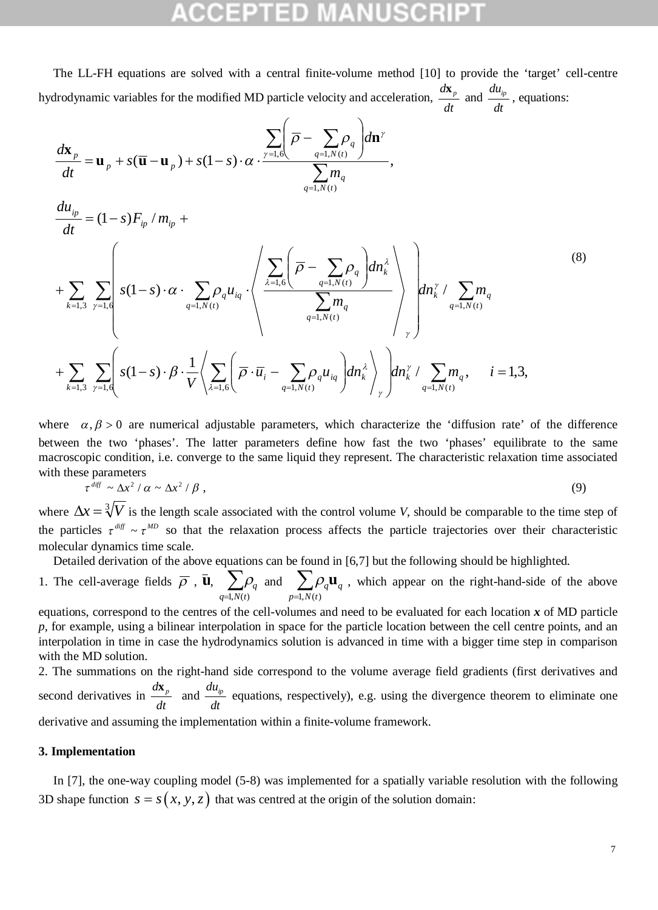The LL-FH equations are solved with a central finite-volume method [10] to provide the 'target' cell-centre hydrodynamic variables for the modified MD particle velocity and acceleration, $\frac{d\mathbf{x}_p}{dt}$ and $\frac{du_{ip}}{dt}$, equations:

$$
\begin{aligned}
&\frac{d\mathbf{x}_p}{dt} = \mathbf{u}_p + s(\overline{\mathbf{u}} - \mathbf{u}_p) + s(1-s)\cdot\alpha\cdot\frac{\sum_{\gamma=1,6}\left(\overline{\rho} - \sum_{q=1,N(t)}\rho_q\right)d\mathbf{n}^\gamma}{\sum_{q=1,N(t)} m_q}, \\
&\frac{du_{ip}}{dt} = (1-s)F_{ip}/m_{ip} + \\
&+\sum_{k=1,3}\sum_{\gamma=1,6}\left( s(1-s)\cdot\alpha\cdot\sum_{q=1,N(t)}\rho_q u_{iq}\cdot\left\langle \frac{\sum_{\lambda=1,6}\left(\overline{\rho} - \sum_{q=1,N(t)}\rho_q\right)dn_k^\lambda}{\sum_{q=1,N(t)} m_q}\right\rangle_\gamma\right) dn_k^\gamma \Big/ \sum_{q=1,N(t)} m_q \\
&+\sum_{k=1,3}\sum_{\gamma=1,6}\left( s(1-s)\cdot\beta\cdot\frac{1}{V}\left\langle \sum_{\lambda=1,6}\left(\overline{\rho}\cdot\overline{u}_i - \sum_{q=1,N(t)}\rho_q u_{iq}\right)dn_k^\lambda\right\rangle_\gamma\right) dn_k^\gamma \Big/ \sum_{q=1,N(t)} m_q, \quad i=1,3,
\end{aligned}
\tag{8}
$$

where $\alpha, \beta > 0$ are numerical adjustable parameters, which characterize the 'diffusion rate' of the difference between the two 'phases'. The latter parameters define how fast the two 'phases' equilibrate to the same macroscopic condition, i.e. converge to the same liquid they represent. The characteristic relaxation time associated with these parameters

$$
\tau^{diff} \sim \Delta x^2/\alpha \sim \Delta x^2/\beta, \tag{9}
$$

where $\Delta x = \sqrt[3]{V}$ is the length scale associated with the control volume $V$, should be comparable to the time step of the particles $\tau^{diff} \sim \tau^{MD}$ so that the relaxation process affects the particle trajectories over their characteristic molecular dynamics time scale.

Detailed derivation of the above equations can be found in [6,7] but the following should be highlighted.

1. The cell-average fields $\overline{\rho}$, $\overline{\mathbf{u}}$, $\sum_{q=1,N(t)}\rho_q$ and $\sum_{p=1,N(t)}\rho_q\mathbf{u}_q$, which appear on the right-hand-side of the above equations, correspond to the centres of the cell-volumes and need to be evaluated for each location $\boldsymbol{x}$ of MD particle $p$, for example, using a bilinear interpolation in space for the particle location between the cell centre points, and an interpolation in time in case the hydrodynamics solution is advanced in time with a bigger time step in comparison with the MD solution.
2. The summations on the right-hand side correspond to the volume average field gradients (first derivatives and second derivatives in $\frac{d\mathbf{x}_p}{dt}$ and $\frac{du_{ip}}{dt}$ equations, respectively), e.g. using the divergence theorem to eliminate one derivative and assuming the implementation within a finite-volume framework.

### 3. Implementation

In [7], the one-way coupling model (5-8) was implemented for a spatially variable resolution with the following 3D shape function $s = s(x, y, z)$ that was centred at the origin of the solution domain: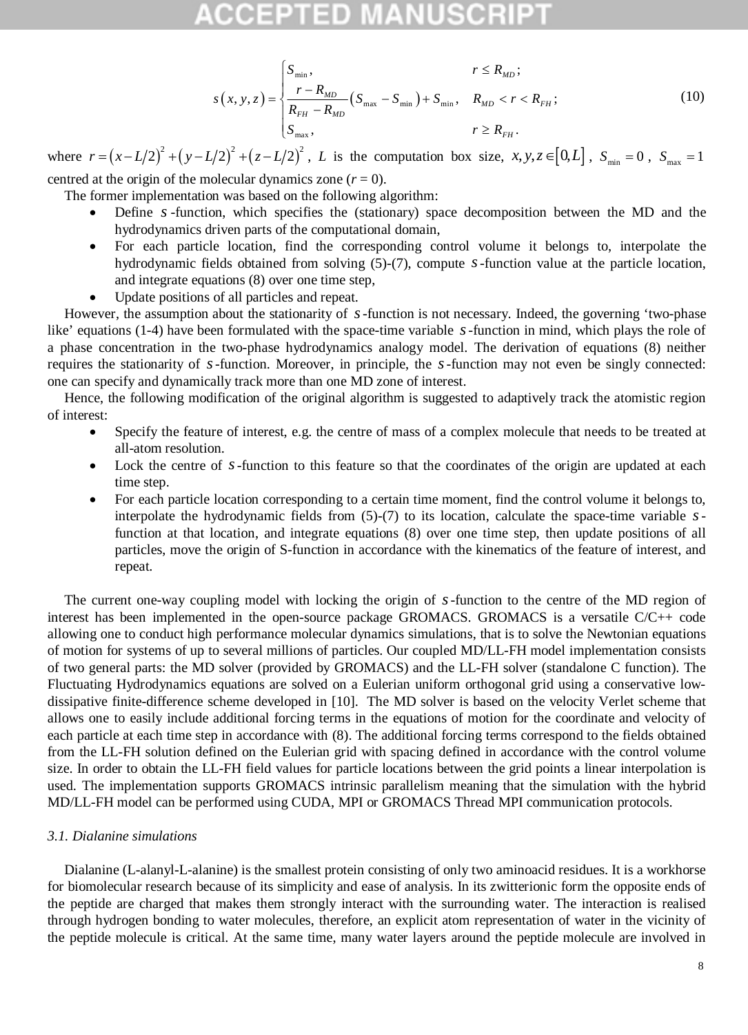$$s(x,y,z)=\begin{cases} S_{\min}, & r \le R_{MD}; \\ \dfrac{r-R_{MD}}{R_{FH}-R_{MD}}\left(S_{\max}-S_{\min}\right)+S_{\min}, & R_{MD} < r < R_{FH}; \\ S_{\max}, & r \ge R_{FH}. \end{cases} \tag{10}$$

where $r=\left(x-L/2\right)^2+\left(y-L/2\right)^2+\left(z-L/2\right)^2$, $L$ is the computation box size, $x,y,z\in[0,L]$, $S_{\min}=0$, $S_{\max}=1$ centred at the origin of the molecular dynamics zone ($r = 0$).

The former implementation was based on the following algorithm:

- Define $s$-function, which specifies the (stationary) space decomposition between the MD and the hydrodynamics driven parts of the computational domain,
- For each particle location, find the corresponding control volume it belongs to, interpolate the hydrodynamic fields obtained from solving (5)-(7), compute $s$-function value at the particle location, and integrate equations (8) over one time step,
- Update positions of all particles and repeat.

However, the assumption about the stationarity of $s$-function is not necessary. Indeed, the governing 'two-phase like' equations (1-4) have been formulated with the space-time variable $s$-function in mind, which plays the role of a phase concentration in the two-phase hydrodynamics analogy model. The derivation of equations (8) neither requires the stationarity of $s$-function. Moreover, in principle, the $s$-function may not even be singly connected: one can specify and dynamically track more than one MD zone of interest.

Hence, the following modification of the original algorithm is suggested to adaptively track the atomistic region of interest:

- Specify the feature of interest, e.g. the centre of mass of a complex molecule that needs to be treated at all-atom resolution.
- Lock the centre of $s$-function to this feature so that the coordinates of the origin are updated at each time step.
- For each particle location corresponding to a certain time moment, find the control volume it belongs to, interpolate the hydrodynamic fields from (5)-(7) to its location, calculate the space-time variable $s$-function at that location, and integrate equations (8) over one time step, then update positions of all particles, move the origin of S-function in accordance with the kinematics of the feature of interest, and repeat.

The current one-way coupling model with locking the origin of $s$-function to the centre of the MD region of interest has been implemented in the open-source package GROMACS. GROMACS is a versatile C/C++ code allowing one to conduct high performance molecular dynamics simulations, that is to solve the Newtonian equations of motion for systems of up to several millions of particles. Our coupled MD/LL-FH model implementation consists of two general parts: the MD solver (provided by GROMACS) and the LL-FH solver (standalone C function). The Fluctuating Hydrodynamics equations are solved on a Eulerian uniform orthogonal grid using a conservative low-dissipative finite-difference scheme developed in [10]. The MD solver is based on the velocity Verlet scheme that allows one to easily include additional forcing terms in the equations of motion for the coordinate and velocity of each particle at each time step in accordance with (8). The additional forcing terms correspond to the fields obtained from the LL-FH solution defined on the Eulerian grid with spacing defined in accordance with the control volume size. In order to obtain the LL-FH field values for particle locations between the grid points a linear interpolation is used. The implementation supports GROMACS intrinsic parallelism meaning that the simulation with the hybrid MD/LL-FH model can be performed using CUDA, MPI or GROMACS Thread MPI communication protocols.

### *3.1. Dialanine simulations*

Dialanine (L-alanyl-L-alanine) is the smallest protein consisting of only two aminoacid residues. It is a workhorse for biomolecular research because of its simplicity and ease of analysis. In its zwitterionic form the opposite ends of the peptide are charged that makes them strongly interact with the surrounding water. The interaction is realised through hydrogen bonding to water molecules, therefore, an explicit atom representation of water in the vicinity of the peptide molecule is critical. At the same time, many water layers around the peptide molecule are involved in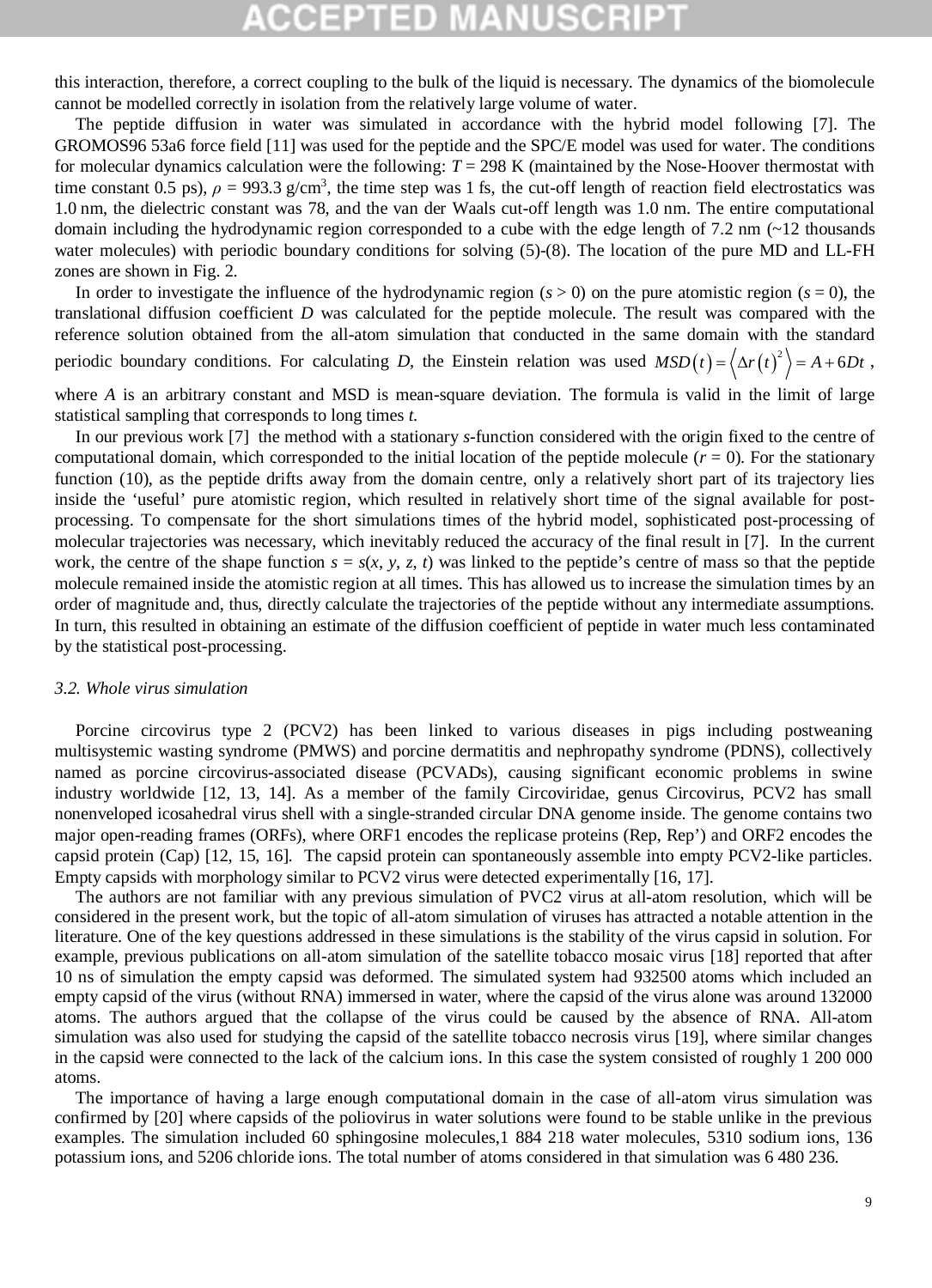this interaction, therefore, a correct coupling to the bulk of the liquid is necessary. The dynamics of the biomolecule cannot be modelled correctly in isolation from the relatively large volume of water.

The peptide diffusion in water was simulated in accordance with the hybrid model following [7]. The GROMOS96 53a6 force field [11] was used for the peptide and the SPC/E model was used for water. The conditions for molecular dynamics calculation were the following: $T$ = 298 K (maintained by the Nose-Hoover thermostat with time constant 0.5 ps), $\rho$ = 993.3 g/cm$^3$, the time step was 1 fs, the cut-off length of reaction field electrostatics was 1.0 nm, the dielectric constant was 78, and the van der Waals cut-off length was 1.0 nm. The entire computational domain including the hydrodynamic region corresponded to a cube with the edge length of 7.2 nm (~12 thousands water molecules) with periodic boundary conditions for solving (5)-(8). The location of the pure MD and LL-FH zones are shown in Fig. 2.

In order to investigate the influence of the hydrodynamic region ($s > 0$) on the pure atomistic region ($s = 0$), the translational diffusion coefficient $D$ was calculated for the peptide molecule. The result was compared with the reference solution obtained from the all-atom simulation that conducted in the same domain with the standard periodic boundary conditions. For calculating $D$, the Einstein relation was used $MSD(t) = \left\langle \Delta r(t)^2 \right\rangle = A + 6Dt$, where $A$ is an arbitrary constant and MSD is mean-square deviation. The formula is valid in the limit of large statistical sampling that corresponds to long times $t$.

In our previous work [7] the method with a stationary $s$-function considered with the origin fixed to the centre of computational domain, which corresponded to the initial location of the peptide molecule ($r = 0$). For the stationary function (10), as the peptide drifts away from the domain centre, only a relatively short part of its trajectory lies inside the 'useful' pure atomistic region, which resulted in relatively short time of the signal available for post-processing. To compensate for the short simulations times of the hybrid model, sophisticated post-processing of molecular trajectories was necessary, which inevitably reduced the accuracy of the final result in [7]. In the current work, the centre of the shape function $s = s(x, y, z, t)$ was linked to the peptide's centre of mass so that the peptide molecule remained inside the atomistic region at all times. This has allowed us to increase the simulation times by an order of magnitude and, thus, directly calculate the trajectories of the peptide without any intermediate assumptions. In turn, this resulted in obtaining an estimate of the diffusion coefficient of peptide in water much less contaminated by the statistical post-processing.

### *3.2. Whole virus simulation*

Porcine circovirus type 2 (PCV2) has been linked to various diseases in pigs including postweaning multisystemic wasting syndrome (PMWS) and porcine dermatitis and nephropathy syndrome (PDNS), collectively named as porcine circovirus-associated disease (PCVADs), causing significant economic problems in swine industry worldwide [12, 13, 14]. As a member of the family Circoviridae, genus Circovirus, PCV2 has small nonenveloped icosahedral virus shell with a single-stranded circular DNA genome inside. The genome contains two major open-reading frames (ORFs), where ORF1 encodes the replicase proteins (Rep, Rep') and ORF2 encodes the capsid protein (Cap) [12, 15, 16]. The capsid protein can spontaneously assemble into empty PCV2-like particles. Empty capsids with morphology similar to PCV2 virus were detected experimentally [16, 17].

The authors are not familiar with any previous simulation of PVC2 virus at all-atom resolution, which will be considered in the present work, but the topic of all-atom simulation of viruses has attracted a notable attention in the literature. One of the key questions addressed in these simulations is the stability of the virus capsid in solution. For example, previous publications on all-atom simulation of the satellite tobacco mosaic virus [18] reported that after 10 ns of simulation the empty capsid was deformed. The simulated system had 932500 atoms which included an empty capsid of the virus (without RNA) immersed in water, where the capsid of the virus alone was around 132000 atoms. The authors argued that the collapse of the virus could be caused by the absence of RNA. All-atom simulation was also used for studying the capsid of the satellite tobacco necrosis virus [19], where similar changes in the capsid were connected to the lack of the calcium ions. In this case the system consisted of roughly 1 200 000 atoms.

The importance of having a large enough computational domain in the case of all-atom virus simulation was confirmed by [20] where capsids of the poliovirus in water solutions were found to be stable unlike in the previous examples. The simulation included 60 sphingosine molecules,1 884 218 water molecules, 5310 sodium ions, 136 potassium ions, and 5206 chloride ions. The total number of atoms considered in that simulation was 6 480 236.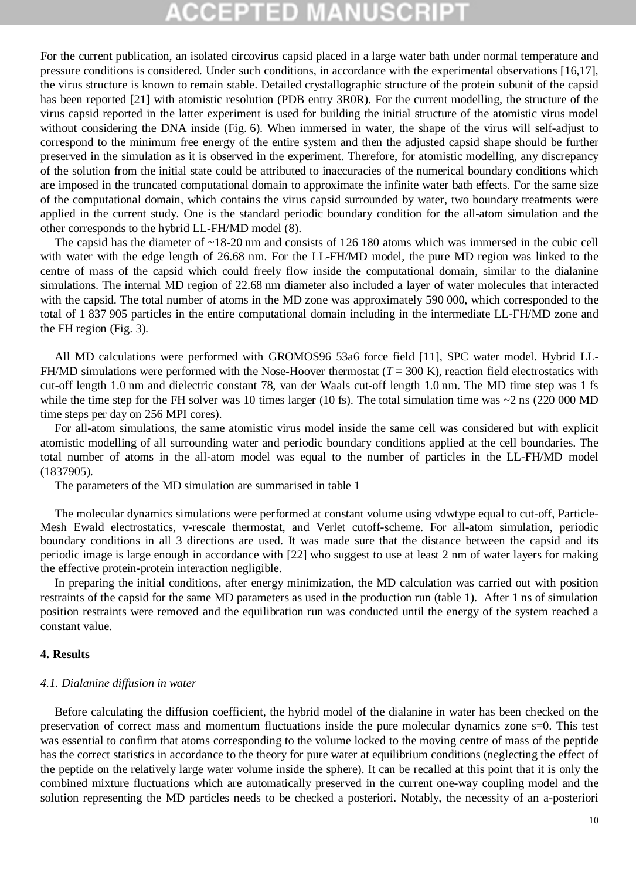For the current publication, an isolated circovirus capsid placed in a large water bath under normal temperature and pressure conditions is considered. Under such conditions, in accordance with the experimental observations [16,17], the virus structure is known to remain stable. Detailed crystallographic structure of the protein subunit of the capsid has been reported [21] with atomistic resolution (PDB entry 3R0R). For the current modelling, the structure of the virus capsid reported in the latter experiment is used for building the initial structure of the atomistic virus model without considering the DNA inside (Fig. 6). When immersed in water, the shape of the virus will self-adjust to correspond to the minimum free energy of the entire system and then the adjusted capsid shape should be further preserved in the simulation as it is observed in the experiment. Therefore, for atomistic modelling, any discrepancy of the solution from the initial state could be attributed to inaccuracies of the numerical boundary conditions which are imposed in the truncated computational domain to approximate the infinite water bath effects. For the same size of the computational domain, which contains the virus capsid surrounded by water, two boundary treatments were applied in the current study. One is the standard periodic boundary condition for the all-atom simulation and the other corresponds to the hybrid LL-FH/MD model (8).

The capsid has the diameter of ~18-20 nm and consists of 126 180 atoms which was immersed in the cubic cell with water with the edge length of 26.68 nm. For the LL-FH/MD model, the pure MD region was linked to the centre of mass of the capsid which could freely flow inside the computational domain, similar to the dialanine simulations. The internal MD region of 22.68 nm diameter also included a layer of water molecules that interacted with the capsid. The total number of atoms in the MD zone was approximately 590 000, which corresponded to the total of 1 837 905 particles in the entire computational domain including in the intermediate LL-FH/MD zone and the FH region (Fig. 3).

All MD calculations were performed with GROMOS96 53a6 force field [11], SPC water model. Hybrid LL-FH/MD simulations were performed with the Nose-Hoover thermostat ($T = 300$ K), reaction field electrostatics with cut-off length 1.0 nm and dielectric constant 78, van der Waals cut-off length 1.0 nm. The MD time step was 1 fs while the time step for the FH solver was 10 times larger (10 fs). The total simulation time was ~2 ns (220 000 MD time steps per day on 256 MPI cores).

For all-atom simulations, the same atomistic virus model inside the same cell was considered but with explicit atomistic modelling of all surrounding water and periodic boundary conditions applied at the cell boundaries. The total number of atoms in the all-atom model was equal to the number of particles in the LL-FH/MD model (1837905).

The parameters of the MD simulation are summarised in table 1

The molecular dynamics simulations were performed at constant volume using vdwtype equal to cut-off, Particle-Mesh Ewald electrostatics, v-rescale thermostat, and Verlet cutoff-scheme. For all-atom simulation, periodic boundary conditions in all 3 directions are used. It was made sure that the distance between the capsid and its periodic image is large enough in accordance with [22] who suggest to use at least 2 nm of water layers for making the effective protein-protein interaction negligible.

In preparing the initial conditions, after energy minimization, the MD calculation was carried out with position restraints of the capsid for the same MD parameters as used in the production run (table 1). After 1 ns of simulation position restraints were removed and the equilibration run was conducted until the energy of the system reached a constant value.

## 4. Results

### *4.1. Dialanine diffusion in water*

Before calculating the diffusion coefficient, the hybrid model of the dialanine in water has been checked on the preservation of correct mass and momentum fluctuations inside the pure molecular dynamics zone s=0. This test was essential to confirm that atoms corresponding to the volume locked to the moving centre of mass of the peptide has the correct statistics in accordance to the theory for pure water at equilibrium conditions (neglecting the effect of the peptide on the relatively large water volume inside the sphere). It can be recalled at this point that it is only the combined mixture fluctuations which are automatically preserved in the current one-way coupling model and the solution representing the MD particles needs to be checked a posteriori. Notably, the necessity of an a-posteriori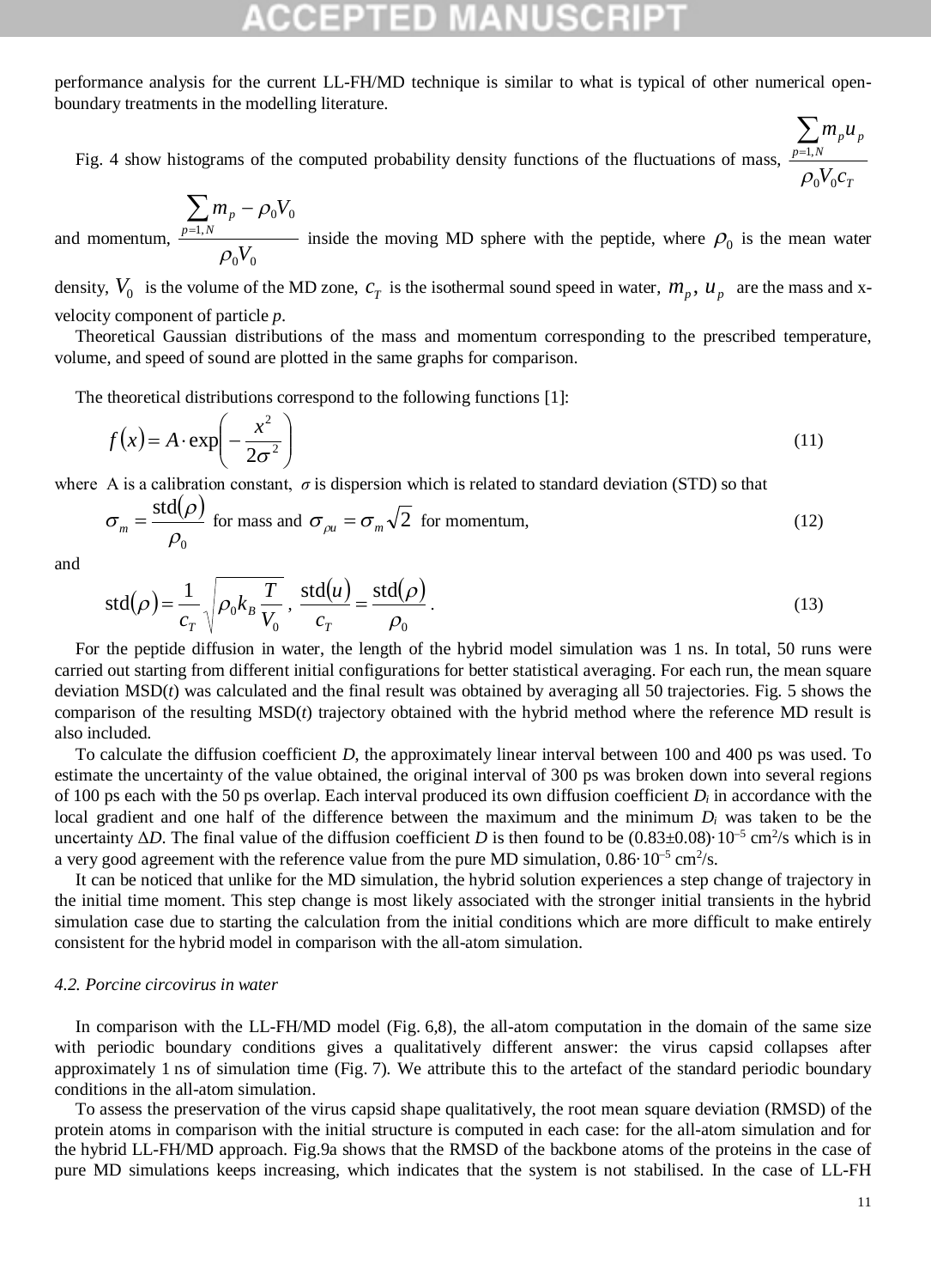performance analysis for the current LL-FH/MD technique is similar to what is typical of other numerical open-boundary treatments in the modelling literature.

Fig. 4 show histograms of the computed probability density functions of the fluctuations of mass, $\frac{\sum_{p=1,N} m_p u_p}{\rho_0 V_0 c_T}$ and momentum, $\frac{\sum_{p=1,N} m_p - \rho_0 V_0}{\rho_0 V_0}$ inside the moving MD sphere with the peptide, where $\rho_0$ is the mean water density, $V_0$ is the volume of the MD zone, $c_T$ is the isothermal sound speed in water, $m_p$, $u_p$ are the mass and x-velocity component of particle *p*.

Theoretical Gaussian distributions of the mass and momentum corresponding to the prescribed temperature, volume, and speed of sound are plotted in the same graphs for comparison.

The theoretical distributions correspond to the following functions [1]:

$$f(x) = A \cdot \exp\left(-\frac{x^2}{2\sigma^2}\right) \tag{11}$$

where A is a calibration constant, $\sigma$ is dispersion which is related to standard deviation (STD) so that

$$\sigma_m = \frac{\mathrm{std}(\rho)}{\rho_0} \text{ for mass and } \sigma_{\rho u} = \sigma_m \sqrt{2} \text{ for momentum,} \tag{12}$$

and

$$\mathrm{std}(\rho) = \frac{1}{c_T}\sqrt{\rho_0 k_B \frac{T}{V_0}},\ \frac{\mathrm{std}(u)}{c_T} = \frac{\mathrm{std}(\rho)}{\rho_0}. \tag{13}$$

For the peptide diffusion in water, the length of the hybrid model simulation was 1 ns. In total, 50 runs were carried out starting from different initial configurations for better statistical averaging. For each run, the mean square deviation MSD(*t*) was calculated and the final result was obtained by averaging all 50 trajectories. Fig. 5 shows the comparison of the resulting MSD(*t*) trajectory obtained with the hybrid method where the reference MD result is also included.

To calculate the diffusion coefficient *D*, the approximately linear interval between 100 and 400 ps was used. To estimate the uncertainty of the value obtained, the original interval of 300 ps was broken down into several regions of 100 ps each with the 50 ps overlap. Each interval produced its own diffusion coefficient $D_i$ in accordance with the local gradient and one half of the difference between the maximum and the minimum $D_i$ was taken to be the uncertainty $\Delta D$. The final value of the diffusion coefficient *D* is then found to be $(0.83\pm0.08)\cdot10^{-5}$ cm$^2$/s which is in a very good agreement with the reference value from the pure MD simulation, $0.86\cdot10^{-5}$ cm$^2$/s.

It can be noticed that unlike for the MD simulation, the hybrid solution experiences a step change of trajectory in the initial time moment. This step change is most likely associated with the stronger initial transients in the hybrid simulation case due to starting the calculation from the initial conditions which are more difficult to make entirely consistent for the hybrid model in comparison with the all-atom simulation.

### *4.2. Porcine circovirus in water*

In comparison with the LL-FH/MD model (Fig. 6,8), the all-atom computation in the domain of the same size with periodic boundary conditions gives a qualitatively different answer: the virus capsid collapses after approximately 1 ns of simulation time (Fig. 7). We attribute this to the artefact of the standard periodic boundary conditions in the all-atom simulation.

To assess the preservation of the virus capsid shape qualitatively, the root mean square deviation (RMSD) of the protein atoms in comparison with the initial structure is computed in each case: for the all-atom simulation and for the hybrid LL-FH/MD approach. Fig.9a shows that the RMSD of the backbone atoms of the proteins in the case of pure MD simulations keeps increasing, which indicates that the system is not stabilised. In the case of LL-FH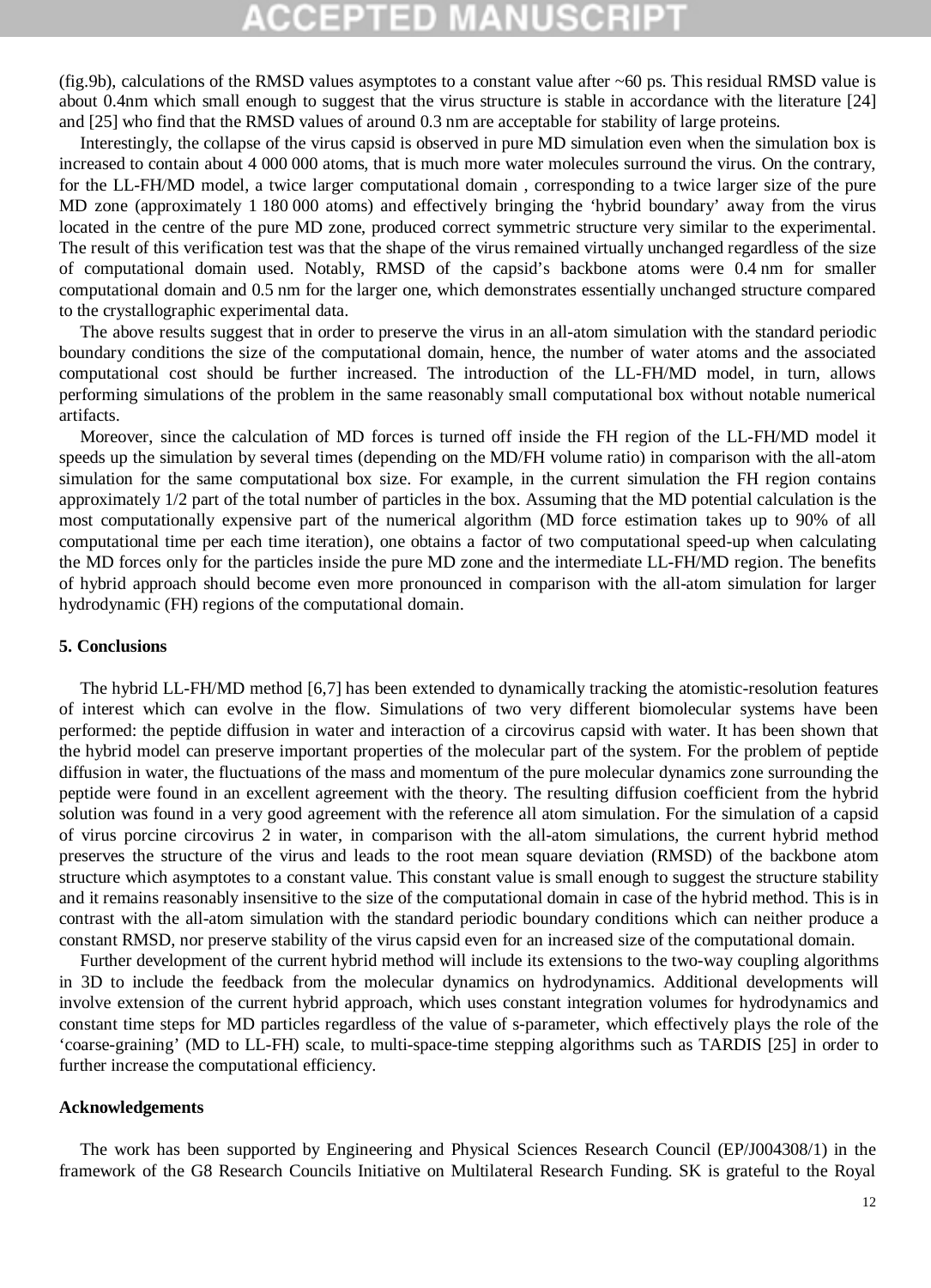(fig.9b), calculations of the RMSD values asymptotes to a constant value after ~60 ps. This residual RMSD value is about 0.4nm which small enough to suggest that the virus structure is stable in accordance with the literature [24] and [25] who find that the RMSD values of around 0.3 nm are acceptable for stability of large proteins.

Interestingly, the collapse of the virus capsid is observed in pure MD simulation even when the simulation box is increased to contain about 4 000 000 atoms, that is much more water molecules surround the virus. On the contrary, for the LL-FH/MD model, a twice larger computational domain , corresponding to a twice larger size of the pure MD zone (approximately 1 180 000 atoms) and effectively bringing the 'hybrid boundary' away from the virus located in the centre of the pure MD zone, produced correct symmetric structure very similar to the experimental. The result of this verification test was that the shape of the virus remained virtually unchanged regardless of the size of computational domain used. Notably, RMSD of the capsid's backbone atoms were 0.4 nm for smaller computational domain and 0.5 nm for the larger one, which demonstrates essentially unchanged structure compared to the crystallographic experimental data.

The above results suggest that in order to preserve the virus in an all-atom simulation with the standard periodic boundary conditions the size of the computational domain, hence, the number of water atoms and the associated computational cost should be further increased. The introduction of the LL-FH/MD model, in turn, allows performing simulations of the problem in the same reasonably small computational box without notable numerical artifacts.

Moreover, since the calculation of MD forces is turned off inside the FH region of the LL-FH/MD model it speeds up the simulation by several times (depending on the MD/FH volume ratio) in comparison with the all-atom simulation for the same computational box size. For example, in the current simulation the FH region contains approximately 1/2 part of the total number of particles in the box. Assuming that the MD potential calculation is the most computationally expensive part of the numerical algorithm (MD force estimation takes up to 90% of all computational time per each time iteration), one obtains a factor of two computational speed-up when calculating the MD forces only for the particles inside the pure MD zone and the intermediate LL-FH/MD region. The benefits of hybrid approach should become even more pronounced in comparison with the all-atom simulation for larger hydrodynamic (FH) regions of the computational domain.

## 5. Conclusions

The hybrid LL-FH/MD method [6,7] has been extended to dynamically tracking the atomistic-resolution features of interest which can evolve in the flow. Simulations of two very different biomolecular systems have been performed: the peptide diffusion in water and interaction of a circovirus capsid with water. It has been shown that the hybrid model can preserve important properties of the molecular part of the system. For the problem of peptide diffusion in water, the fluctuations of the mass and momentum of the pure molecular dynamics zone surrounding the peptide were found in an excellent agreement with the theory. The resulting diffusion coefficient from the hybrid solution was found in a very good agreement with the reference all atom simulation. For the simulation of a capsid of virus porcine circovirus 2 in water, in comparison with the all-atom simulations, the current hybrid method preserves the structure of the virus and leads to the root mean square deviation (RMSD) of the backbone atom structure which asymptotes to a constant value. This constant value is small enough to suggest the structure stability and it remains reasonably insensitive to the size of the computational domain in case of the hybrid method. This is in contrast with the all-atom simulation with the standard periodic boundary conditions which can neither produce a constant RMSD, nor preserve stability of the virus capsid even for an increased size of the computational domain.

Further development of the current hybrid method will include its extensions to the two-way coupling algorithms in 3D to include the feedback from the molecular dynamics on hydrodynamics. Additional developments will involve extension of the current hybrid approach, which uses constant integration volumes for hydrodynamics and constant time steps for MD particles regardless of the value of s-parameter, which effectively plays the role of the 'coarse-graining' (MD to LL-FH) scale, to multi-space-time stepping algorithms such as TARDIS [25] in order to further increase the computational efficiency.

## Acknowledgements

The work has been supported by Engineering and Physical Sciences Research Council (EP/J004308/1) in the framework of the G8 Research Councils Initiative on Multilateral Research Funding. SK is grateful to the Royal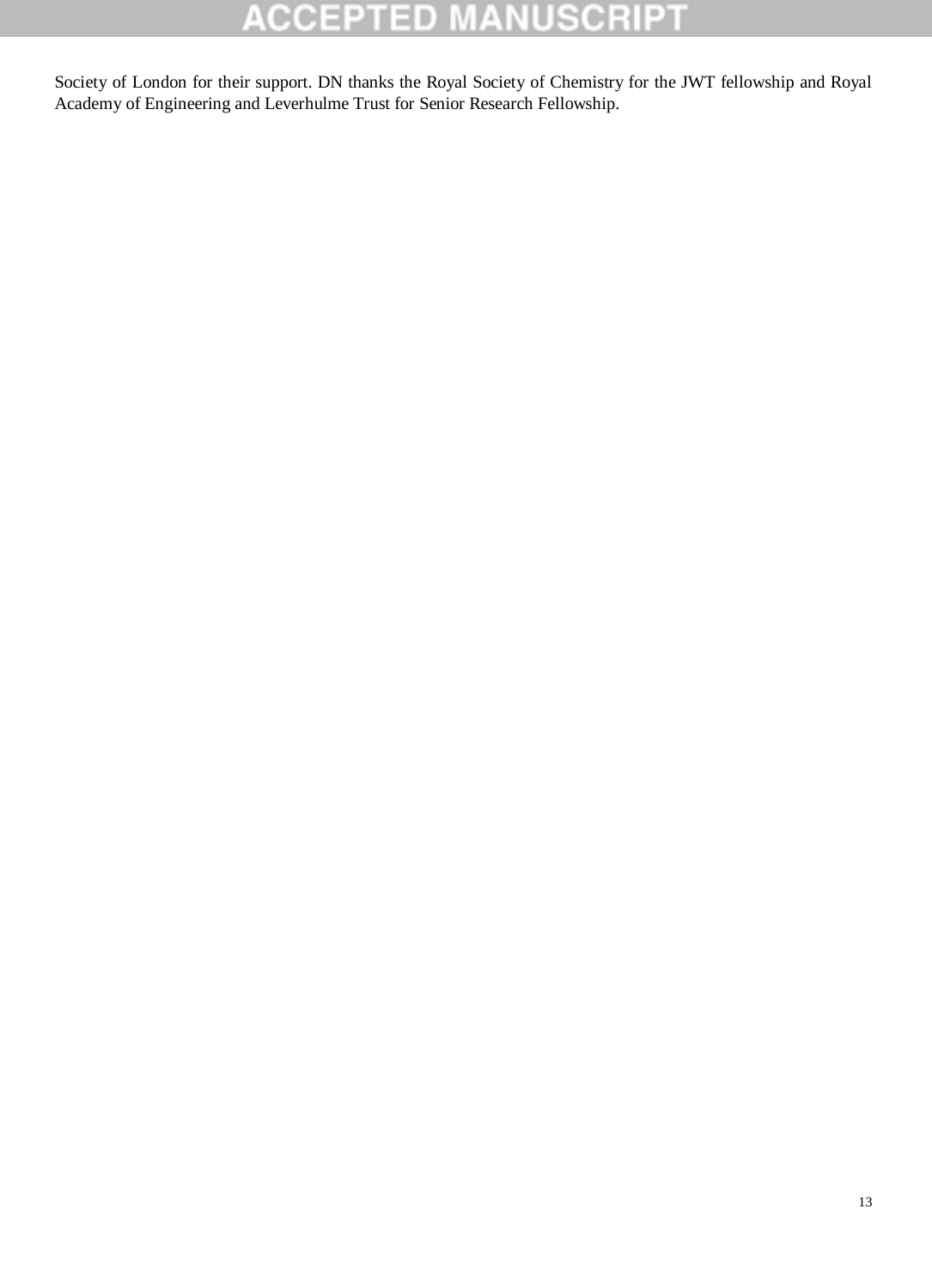Society of London for their support. DN thanks the Royal Society of Chemistry for the JWT fellowship and Royal Academy of Engineering and Leverhulme Trust for Senior Research Fellowship.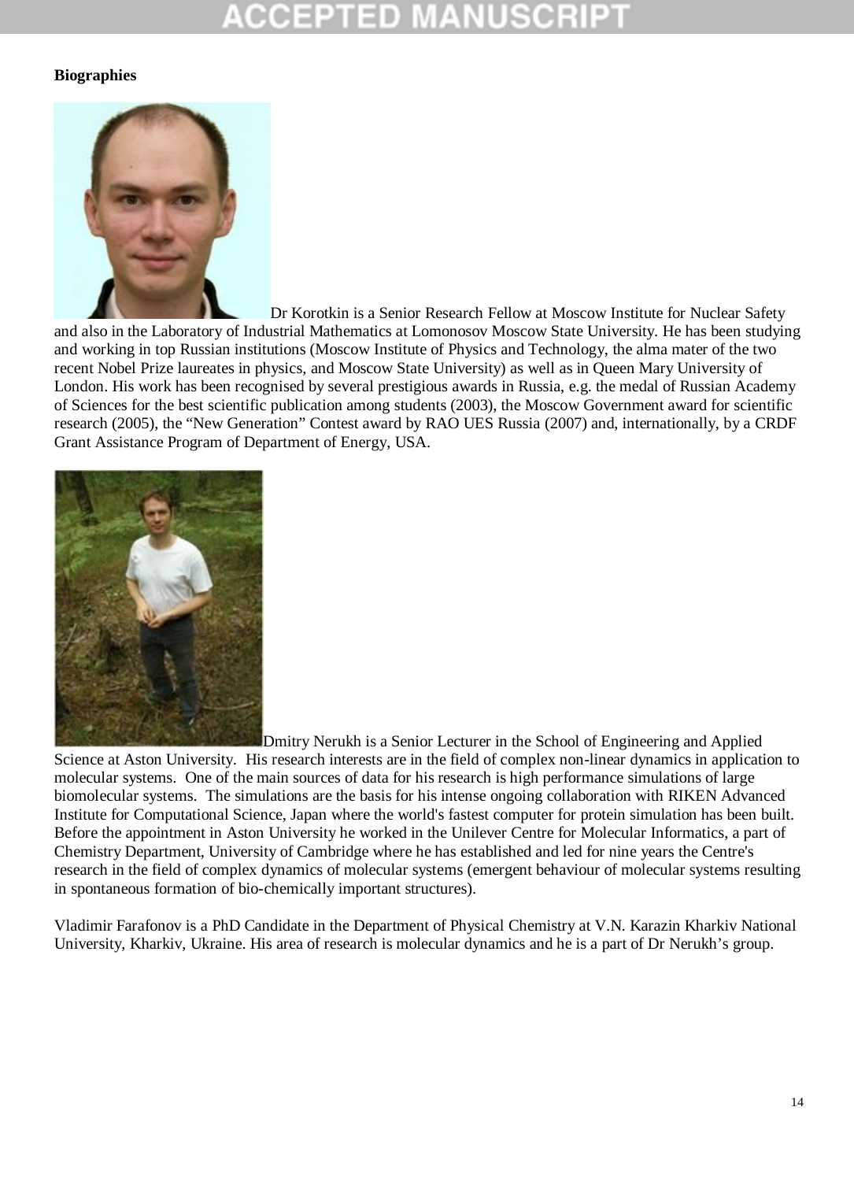**Biographies**

Dr Korotkin is a Senior Research Fellow at Moscow Institute for Nuclear Safety and also in the Laboratory of Industrial Mathematics at Lomonosov Moscow State University. He has been studying and working in top Russian institutions (Moscow Institute of Physics and Technology, the alma mater of the two recent Nobel Prize laureates in physics, and Moscow State University) as well as in Queen Mary University of London. His work has been recognised by several prestigious awards in Russia, e.g. the medal of Russian Academy of Sciences for the best scientific publication among students (2003), the Moscow Government award for scientific research (2005), the "New Generation" Contest award by RAO UES Russia (2007) and, internationally, by a CRDF Grant Assistance Program of Department of Energy, USA.

Dmitry Nerukh is a Senior Lecturer in the School of Engineering and Applied Science at Aston University. His research interests are in the field of complex non-linear dynamics in application to molecular systems. One of the main sources of data for his research is high performance simulations of large biomolecular systems. The simulations are the basis for his intense ongoing collaboration with RIKEN Advanced Institute for Computational Science, Japan where the world's fastest computer for protein simulation has been built. Before the appointment in Aston University he worked in the Unilever Centre for Molecular Informatics, a part of Chemistry Department, University of Cambridge where he has established and led for nine years the Centre's research in the field of complex dynamics of molecular systems (emergent behaviour of molecular systems resulting in spontaneous formation of bio-chemically important structures).

Vladimir Farafonov is a PhD Candidate in the Department of Physical Chemistry at V.N. Karazin Kharkiv National University, Kharkiv, Ukraine. His area of research is molecular dynamics and he is a part of Dr Nerukh's group.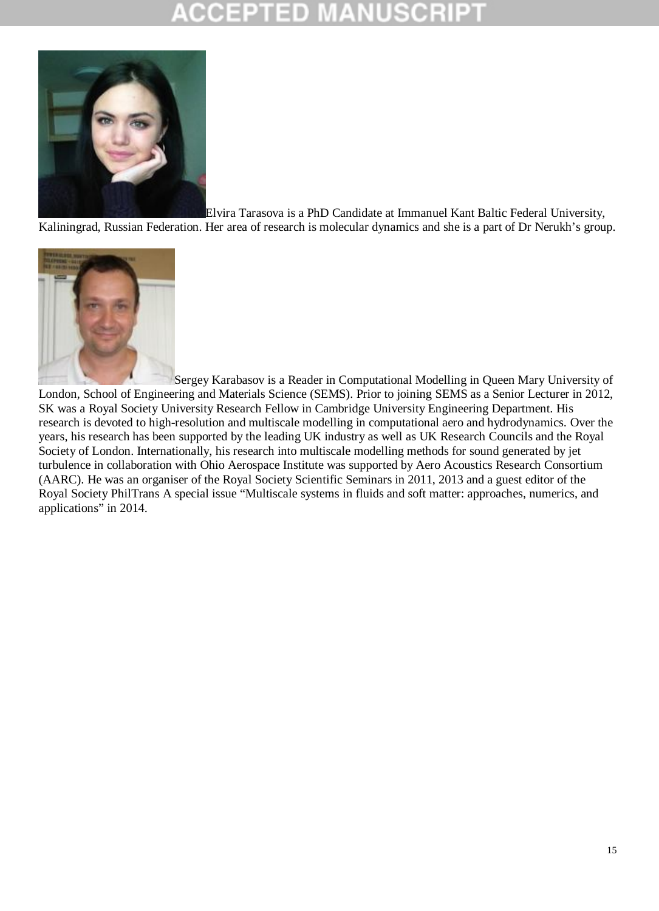Elvira Tarasova is a PhD Candidate at Immanuel Kant Baltic Federal University, Kaliningrad, Russian Federation. Her area of research is molecular dynamics and she is a part of Dr Nerukh's group.

Sergey Karabasov is a Reader in Computational Modelling in Queen Mary University of London, School of Engineering and Materials Science (SEMS). Prior to joining SEMS as a Senior Lecturer in 2012, SK was a Royal Society University Research Fellow in Cambridge University Engineering Department. His research is devoted to high-resolution and multiscale modelling in computational aero and hydrodynamics. Over the years, his research has been supported by the leading UK industry as well as UK Research Councils and the Royal Society of London. Internationally, his research into multiscale modelling methods for sound generated by jet turbulence in collaboration with Ohio Aerospace Institute was supported by Aero Acoustics Research Consortium (AARC). He was an organiser of the Royal Society Scientific Seminars in 2011, 2013 and a guest editor of the Royal Society PhilTrans A special issue "Multiscale systems in fluids and soft matter: approaches, numerics, and applications" in 2014.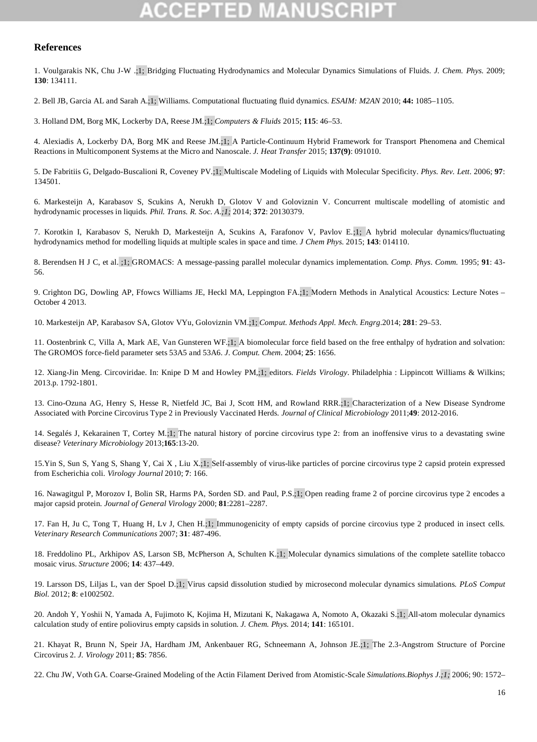## References

1. Voulgarakis NK, Chu J-W .;1; Bridging Fluctuating Hydrodynamics and Molecular Dynamics Simulations of Fluids. *J. Chem. Phys.* 2009; **130**: 134111.

2. Bell JB, Garcia AL and Sarah A.;1; Williams. Computational fluctuating fluid dynamics. *ESAIM: M2AN* 2010; **44:** 1085–1105.

3. Holland DM, Borg MK, Lockerby DA, Reese JM.;1; *Computers & Fluids* 2015; **115**: 46–53.

4. Alexiadis A, Lockerby DA, Borg MK and Reese JM.;1; A Particle-Continuum Hybrid Framework for Transport Phenomena and Chemical Reactions in Multicomponent Systems at the Micro and Nanoscale. *J. Heat Transfer* 2015; **137(9)**: 091010.

5. De Fabritiis G, Delgado-Buscalioni R, Coveney PV.;1; Multiscale Modeling of Liquids with Molecular Specificity. *Phys. Rev. Lett*. 2006; **97**: 134501.

6. Markesteijn A, Karabasov S, Scukins A, Nerukh D, Glotov V and Goloviznin V. Concurrent multiscale modelling of atomistic and hydrodynamic processes in liquids. *Phil. Trans. R. Soc. A.;1;* 2014; **372**: 20130379.

7. Korotkin I, Karabasov S, Nerukh D, Markesteijn A, Scukins A, Farafonov V, Pavlov E.;1; A hybrid molecular dynamics/fluctuating hydrodynamics method for modelling liquids at multiple scales in space and time. *J Chem Phys*. 2015; **143**: 014110.

8. Berendsen H J C, et al. ;1; GROMACS: A message-passing parallel molecular dynamics implementation. *Comp. Phys*. *Comm.* 1995; **91**: 43-56.

9. Crighton DG, Dowling AP, Ffowcs Williams JE, Heckl MA, Leppington FA.;1; Modern Methods in Analytical Acoustics: Lecture Notes – October 4 2013.

10. Markesteijn AP, Karabasov SA, Glotov VYu, Goloviznin VM.;1; *Comput. Methods Appl. Mech. Engrg*.2014; **281**: 29–53.

11. Oostenbrink C, Villa A, Mark AE, Van Gunsteren WF.;1; A biomolecular force field based on the free enthalpy of hydration and solvation: The GROMOS force-field parameter sets 53A5 and 53A6. *J. Comput. Chem*. 2004; **25**: 1656.

12. Xiang-Jin Meng. Circoviridae. In: Knipe D M and Howley PM,;1; editors. *Fields Virology*. Philadelphia : Lippincott Williams & Wilkins; 2013.p. 1792-1801.

13. Cino-Ozuna AG, Henry S, Hesse R, Nietfeld JC, Bai J, Scott HM, and Rowland RRR.;1; Characterization of a New Disease Syndrome Associated with Porcine Circovirus Type 2 in Previously Vaccinated Herds. *Journal of Clinical Microbiology* 2011;**49**: 2012-2016.

14. Segalés J, Kekarainen T, Cortey M.;1; The natural history of porcine circovirus type 2: from an inoffensive virus to a devastating swine disease? *Veterinary Microbiology* 2013;**165**:13-20.

15.Yin S, Sun S, Yang S, Shang Y, Cai X , Liu X.;1; Self-assembly of virus-like particles of porcine circovirus type 2 capsid protein expressed from Escherichia coli. *Virology Journal* 2010; **7**: 166.

16. Nawagitgul P, Morozov I, Bolin SR, Harms PA, Sorden SD. and Paul, P.S.;1; Open reading frame 2 of porcine circovirus type 2 encodes a major capsid protein. *Journal of General Virology* 2000; **81**:2281–2287.

17. Fan H, Ju C, Tong T, Huang H, Lv J, Chen H.;1; Immunogenicity of empty capsids of porcine circovius type 2 produced in insect cells. *Veterinary Research Communications* 2007; **31**: 487-496.

18. Freddolino PL, Arkhipov AS, Larson SB, McPherson A, Schulten K.;1; Molecular dynamics simulations of the complete satellite tobacco mosaic virus. *Structure* 2006; **14**: 437–449.

19. Larsson DS, Liljas L, van der Spoel D.;1; Virus capsid dissolution studied by microsecond molecular dynamics simulations. *PLoS Comput Biol.* 2012; **8**: e1002502.

20. Andoh Y, Yoshii N, Yamada A, Fujimoto K, Kojima H, Mizutani K, Nakagawa A, Nomoto A, Okazaki S.;1; All-atom molecular dynamics calculation study of entire poliovirus empty capsids in solution. *J. Chem. Phys.* 2014; **141**: 165101.

21. Khayat R, Brunn N, Speir JA, Hardham JM, Ankenbauer RG, Schneemann A, Johnson JE.;1; The 2.3-Angstrom Structure of Porcine Circovirus 2. *J. Virology* 2011; **85**: 7856.

22. Chu JW, Voth GA. Coarse-Grained Modeling of the Actin Filament Derived from Atomistic-Scale *Simulations.Biophys J.;1;* 2006; 90: 1572–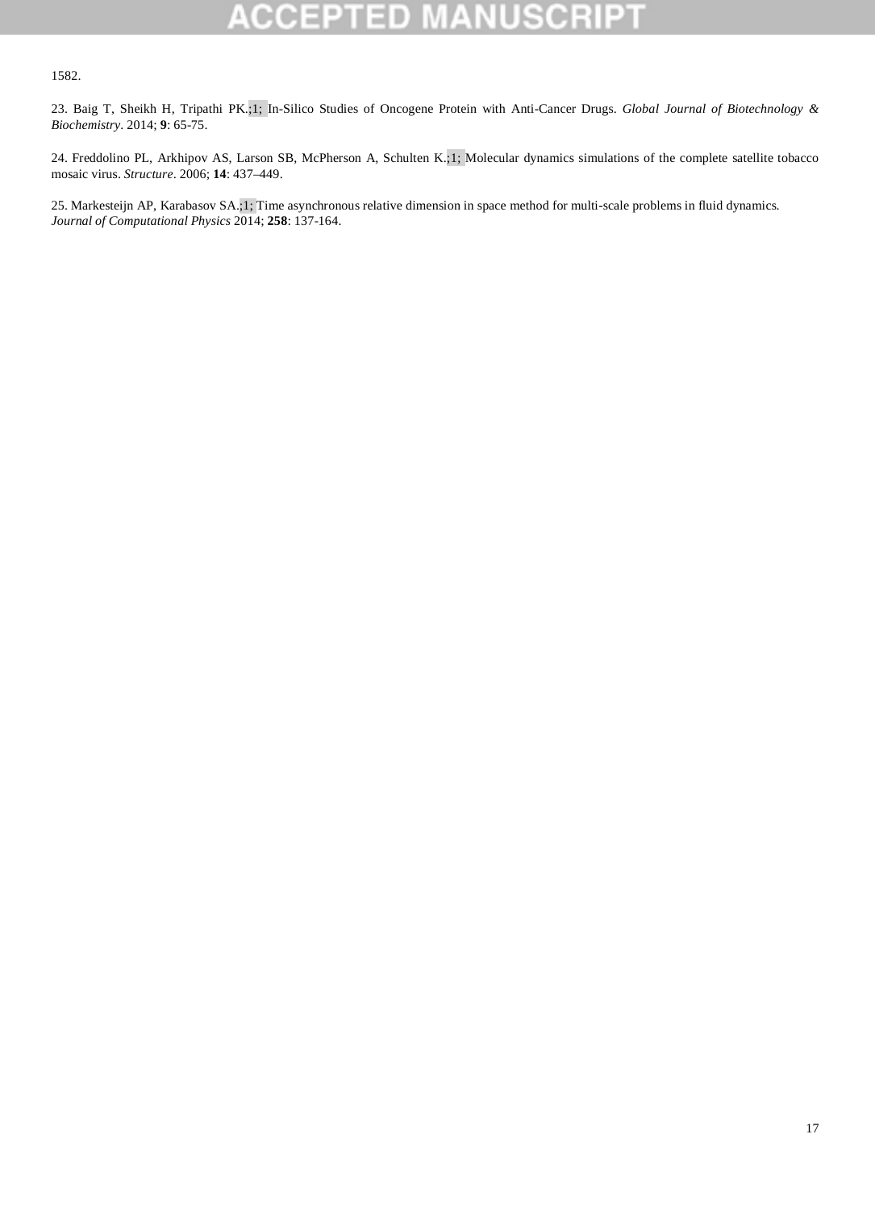1582.

23. Baig T, Sheikh H, Tripathi PK.;1; In-Silico Studies of Oncogene Protein with Anti-Cancer Drugs. *Global Journal of Biotechnology & Biochemistry*. 2014; **9**: 65-75.

24. Freddolino PL, Arkhipov AS, Larson SB, McPherson A, Schulten K.;1; Molecular dynamics simulations of the complete satellite tobacco mosaic virus. *Structure*. 2006; **14**: 437–449.

25. Markesteijn AP, Karabasov SA.;1; Time asynchronous relative dimension in space method for multi-scale problems in fluid dynamics. *Journal of Computational Physics* 2014; **258**: 137-164.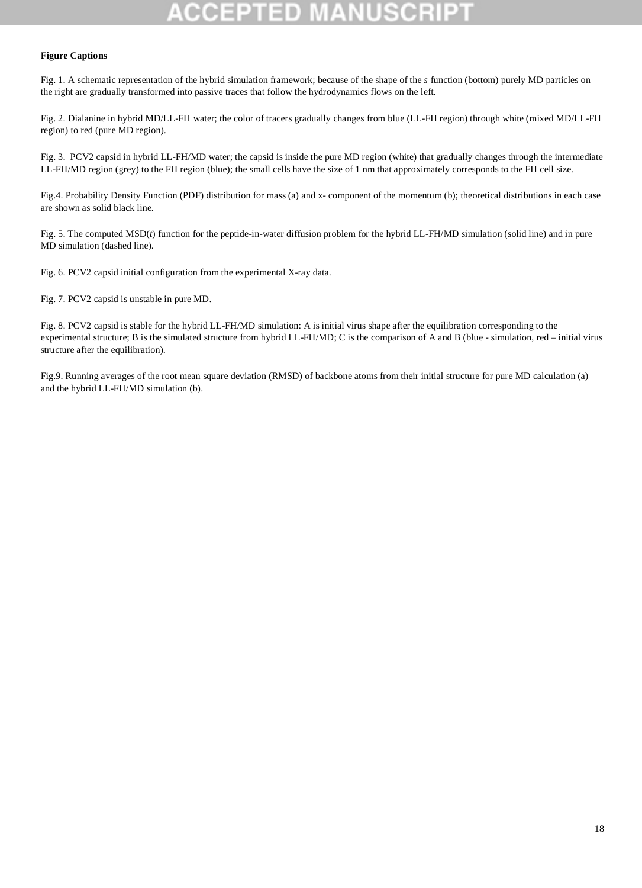**Figure Captions**

Fig. 1. A schematic representation of the hybrid simulation framework; because of the shape of the *s* function (bottom) purely MD particles on the right are gradually transformed into passive traces that follow the hydrodynamics flows on the left.

Fig. 2. Dialanine in hybrid MD/LL-FH water; the color of tracers gradually changes from blue (LL-FH region) through white (mixed MD/LL-FH region) to red (pure MD region).

Fig. 3. PCV2 capsid in hybrid LL-FH/MD water; the capsid is inside the pure MD region (white) that gradually changes through the intermediate LL-FH/MD region (grey) to the FH region (blue); the small cells have the size of 1 nm that approximately corresponds to the FH cell size.

Fig.4. Probability Density Function (PDF) distribution for mass (a) and x- component of the momentum (b); theoretical distributions in each case are shown as solid black line.

Fig. 5. The computed MSD(*t*) function for the peptide-in-water diffusion problem for the hybrid LL-FH/MD simulation (solid line) and in pure MD simulation (dashed line).

Fig. 6. PCV2 capsid initial configuration from the experimental X-ray data.

Fig. 7. PCV2 capsid is unstable in pure MD.

Fig. 8. PCV2 capsid is stable for the hybrid LL-FH/MD simulation: A is initial virus shape after the equilibration corresponding to the experimental structure; B is the simulated structure from hybrid LL-FH/MD; C is the comparison of A and B (blue - simulation, red – initial virus structure after the equilibration).

Fig.9. Running averages of the root mean square deviation (RMSD) of backbone atoms from their initial structure for pure MD calculation (a) and the hybrid LL-FH/MD simulation (b).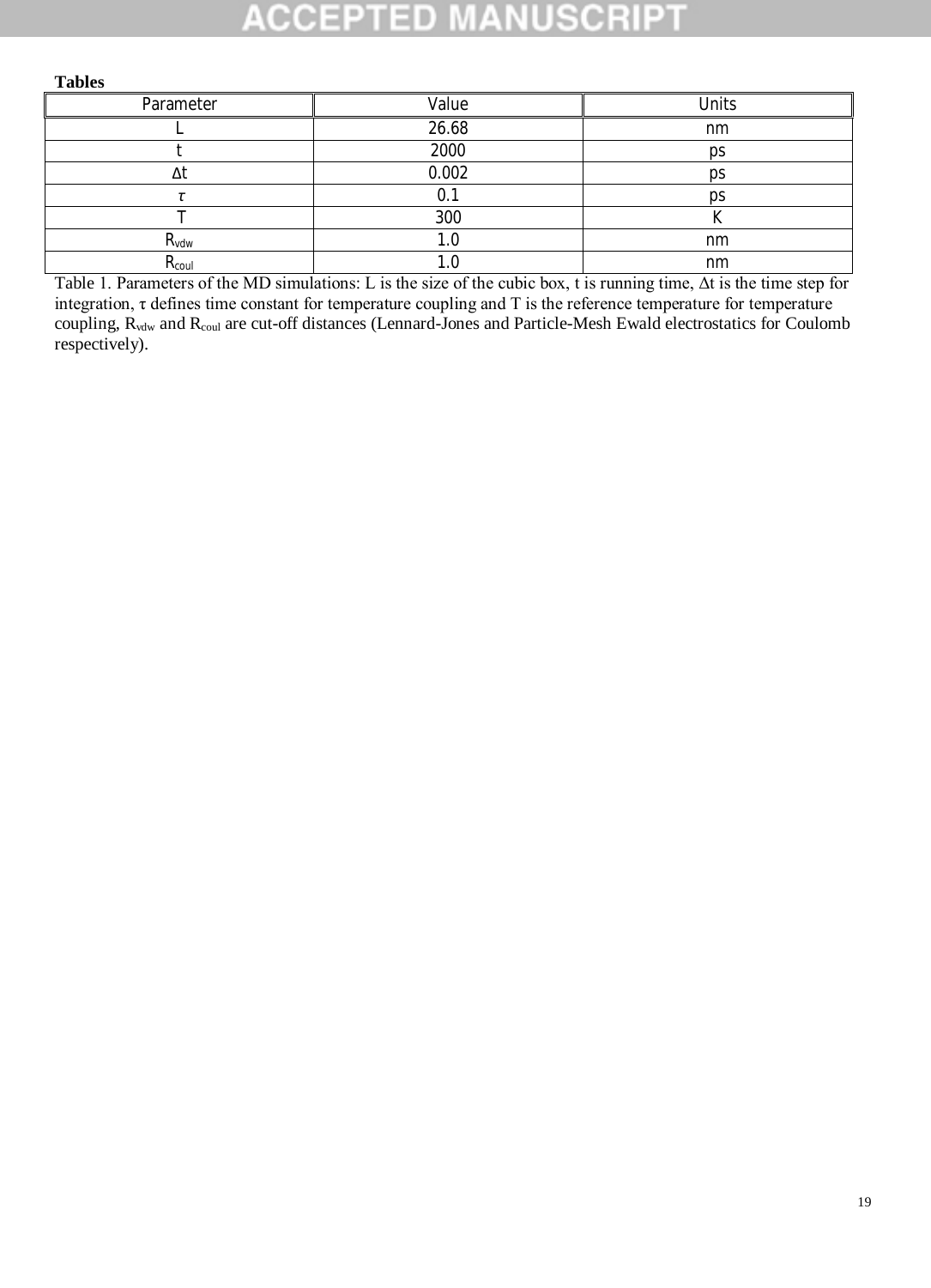**Tables**

| Parameter | Value | Units |
|---|---|---|
| L | 26.68 | nm |
| t | 2000 | ps |
| Δt | 0.002 | ps |
| $\tau$ | 0.1 | ps |
| T | 300 | K |
| $R_{vdw}$ | 1.0 | nm |
| $R_{coul}$ | 1.0 | nm |

Table 1. Parameters of the MD simulations: L is the size of the cubic box, t is running time, Δt is the time step for integration, τ defines time constant for temperature coupling and T is the reference temperature for temperature coupling, $R_{vdw}$ and $R_{coul}$ are cut-off distances (Lennard-Jones and Particle-Mesh Ewald electrostatics for Coulomb respectively).